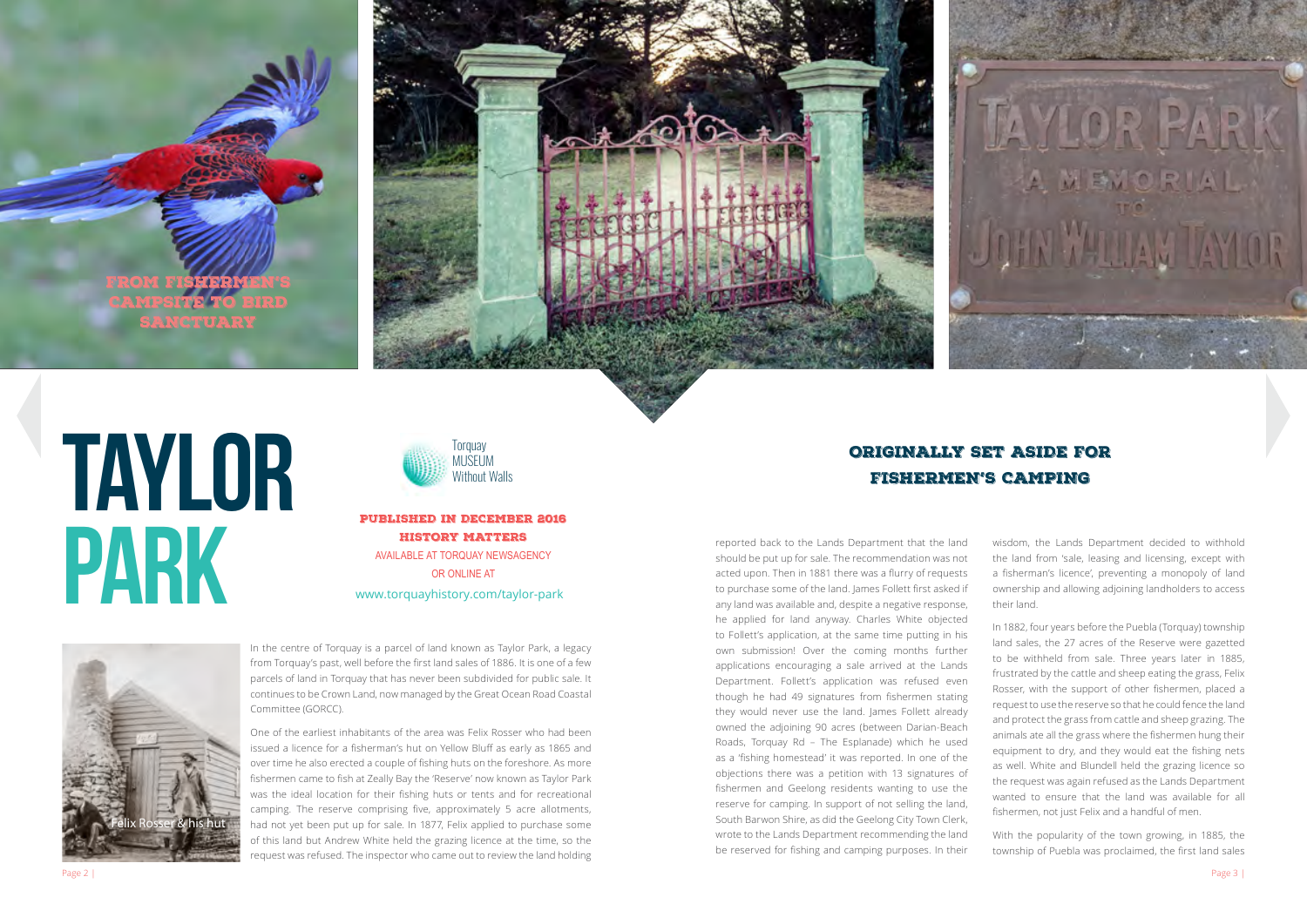FROM FISHERMEN'S CAMPSITE TO BIRD SANCTUARY

# TAYLOR PARK

Torquay MUSEUM Without Walls

**PUBLISHED IN DECEMBER 2016**
**HISTORY MATTERS**
AVAILABLE AT TORQUAY NEWSAGENCY
OR ONLINE AT
www.torquayhistory.com/taylor-park

Felix Rosser & his hut

In the centre of Torquay is a parcel of land known as Taylor Park, a legacy from Torquay's past, well before the first land sales of 1886. It is one of a few parcels of land in Torquay that has never been subdivided for public sale. It continues to be Crown Land, now managed by the Great Ocean Road Coastal Committee (GORCC).

One of the earliest inhabitants of the area was Felix Rosser who had been issued a licence for a fisherman's hut on Yellow Bluff as early as 1865 and over time he also erected a couple of fishing huts on the foreshore. As more fishermen came to fish at Zeally Bay the 'Reserve' now known as Taylor Park was the ideal location for their fishing huts or tents and for recreational camping. The reserve comprising five, approximately 5 acre allotments, had not yet been put up for sale. In 1877, Felix applied to purchase some of this land but Andrew White held the grazing licence at the time, so the request was refused. The inspector who came out to review the land holding reported back to the Lands Department that the land should be put up for sale. The recommendation was not acted upon. Then in 1881 there was a flurry of requests to purchase some of the land. James Follett first asked if any land was available and, despite a negative response, he applied for land anyway. Charles White objected to Follett's application, at the same time putting in his own submission! Over the coming months further applications encouraging a sale arrived at the Lands Department. Follett's application was refused even though he had 49 signatures from fishermen stating they would never use the land. James Follett already owned the adjoining 90 acres (between Darian-Beach Roads, Torquay Rd – The Esplanade) which he used as a 'fishing homestead' it was reported. In one of the objections there was a petition with 13 signatures of fishermen and Geelong residents wanting to use the reserve for camping. In support of not selling the land, South Barwon Shire, as did the Geelong City Town Clerk, wrote to the Lands Department recommending the land be reserved for fishing and camping purposes. In their wisdom, the Lands Department decided to withhold the land from 'sale, leasing and licensing, except with a fisherman's licence', preventing a monopoly of land ownership and allowing adjoining landholders to access their land.

## ORIGINALLY SET ASIDE FOR FISHERMEN'S CAMPING

In 1882, four years before the Puebla (Torquay) township land sales, the 27 acres of the Reserve were gazetted to be withheld from sale. Three years later in 1885, frustrated by the cattle and sheep eating the grass, Felix Rosser, with the support of other fishermen, placed a request to use the reserve so that he could fence the land and protect the grass from cattle and sheep grazing. The animals ate all the grass where the fishermen hung their equipment to dry, and they would eat the fishing nets as well. White and Blundell held the grazing licence so the request was again refused as the Lands Department wanted to ensure that the land was available for all fishermen, not just Felix and a handful of men.

With the popularity of the town growing, in 1885, the township of Puebla was proclaimed, the first land sales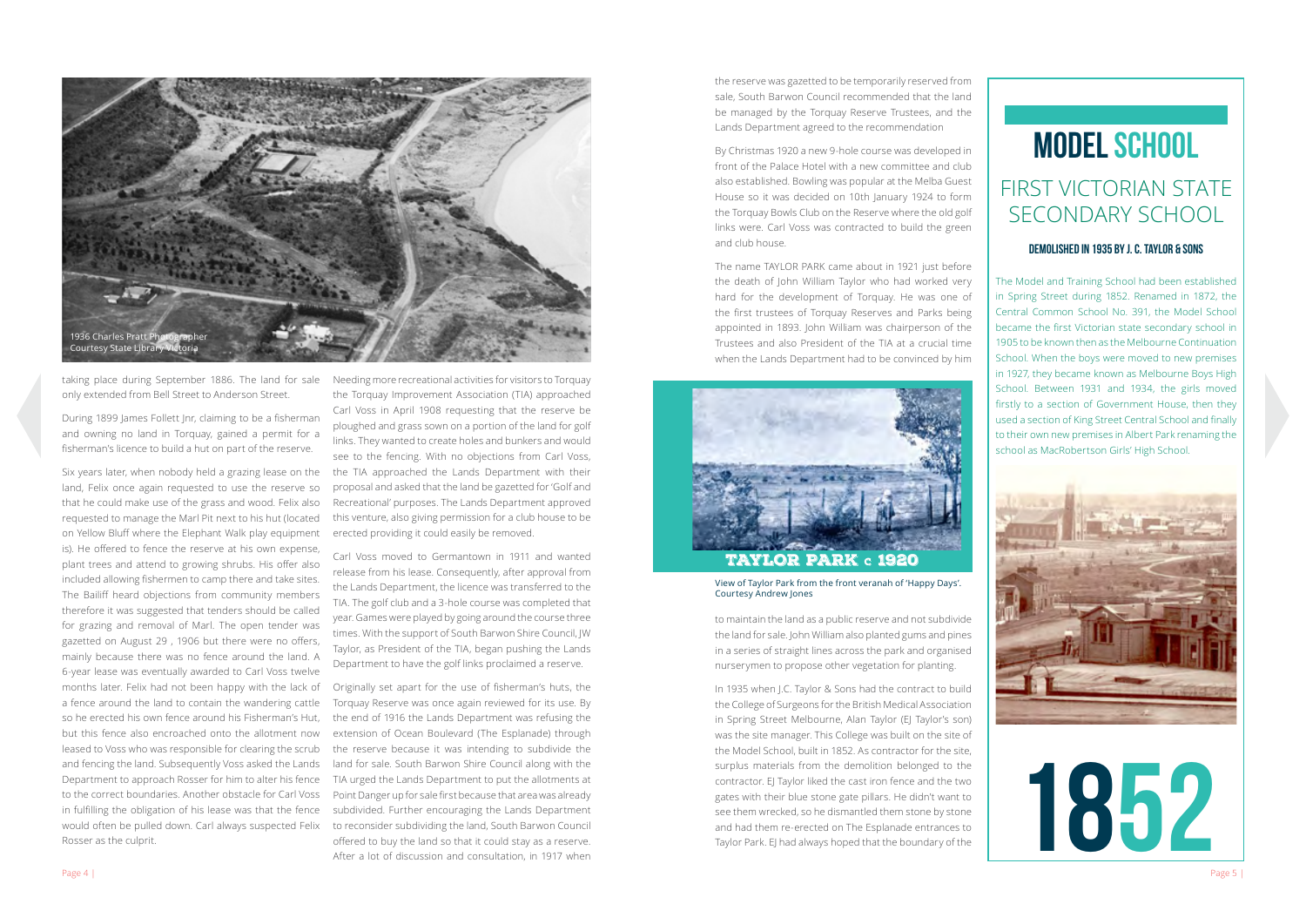1936 Charles Pratt Photographer
Courtesy State Library Victoria

taking place during September 1886. The land for sale only extended from Bell Street to Anderson Street.

During 1899 James Follett Jnr, claiming to be a fisherman and owning no land in Torquay, gained a permit for a fisherman's licence to build a hut on part of the reserve.

Six years later, when nobody held a grazing lease on the land, Felix once again requested to use the reserve so that he could make use of the grass and wood. Felix also requested to manage the Marl Pit next to his hut (located on Yellow Bluff where the Elephant Walk play equipment is). He offered to fence the reserve at his own expense, plant trees and attend to growing shrubs. His offer also included allowing fishermen to camp there and take sites. The Bailiff heard objections from community members therefore it was suggested that tenders should be called for grazing and removal of Marl. The open tender was gazetted on August 29 , 1906 but there were no offers, mainly because there was no fence around the land. A 6-year lease was eventually awarded to Carl Voss twelve months later. Felix had not been happy with the lack of a fence around the land to contain the wandering cattle so he erected his own fence around his Fisherman's Hut, but this fence also encroached onto the allotment now leased to Voss who was responsible for clearing the scrub and fencing the land. Subsequently Voss asked the Lands Department to approach Rosser for him to alter his fence to the correct boundaries. Another obstacle for Carl Voss in fulfilling the obligation of his lease was that the fence would often be pulled down. Carl always suspected Felix Rosser as the culprit.

Needing more recreational activities for visitors to Torquay the Torquay Improvement Association (TIA) approached Carl Voss in April 1908 requesting that the reserve be ploughed and grass sown on a portion of the land for golf links. They wanted to create holes and bunkers and would see to the fencing. With no objections from Carl Voss, the TIA approached the Lands Department with their proposal and asked that the land be gazetted for 'Golf and Recreational' purposes. The Lands Department approved this venture, also giving permission for a club house to be erected providing it could easily be removed.

Carl Voss moved to Germantown in 1911 and wanted release from his lease. Consequently, after approval from the Lands Department, the licence was transferred to the TIA. The golf club and a 3-hole course was completed that year. Games were played by going around the course three times. With the support of South Barwon Shire Council, JW Taylor, as President of the TIA, began pushing the Lands Department to have the golf links proclaimed a reserve.

Originally set apart for the use of fisherman's huts, the Torquay Reserve was once again reviewed for its use. By the end of 1916 the Lands Department was refusing the extension of Ocean Boulevard (The Esplanade) through the reserve because it was intending to subdivide the land for sale. South Barwon Shire Council along with the TIA urged the Lands Department to put the allotments at Point Danger up for sale first because that area was already subdivided. Further encouraging the Lands Department to reconsider subdividing the land, South Barwon Council offered to buy the land so that it could stay as a reserve. After a lot of discussion and consultation, in 1917 when the reserve was gazetted to be temporarily reserved from sale, South Barwon Council recommended that the land be managed by the Torquay Reserve Trustees, and the Lands Department agreed to the recommendation

By Christmas 1920 a new 9-hole course was developed in front of the Palace Hotel with a new committee and club also established. Bowling was popular at the Melba Guest House so it was decided on 10th January 1924 to form the Torquay Bowls Club on the Reserve where the old golf links were. Carl Voss was contracted to build the green and club house.

The name TAYLOR PARK came about in 1921 just before the death of John William Taylor who had worked very hard for the development of Torquay. He was one of the first trustees of Torquay Reserves and Parks being appointed in 1893. John William was chairperson of the Trustees and also President of the TIA at a crucial time when the Lands Department had to be convinced by him to maintain the land as a public reserve and not subdivide the land for sale. John William also planted gums and pines in a series of straight lines across the park and organised nurserymen to propose other vegetation for planting.

**TAYLOR PARK c 1920**

View of Taylor Park from the front veranah of 'Happy Days'.
Courtesy Andrew Jones

In 1935 when J.C. Taylor & Sons had the contract to build the College of Surgeons for the British Medical Association in Spring Street Melbourne, Alan Taylor (EJ Taylor's son) was the site manager. This College was built on the site of the Model School, built in 1852. As contractor for the site, surplus materials from the demolition belonged to the contractor. EJ Taylor liked the cast iron fence and the two gates with their blue stone gate pillars. He didn't want to see them wrecked, so he dismantled them stone by stone and had them re-erected on The Esplanade entrances to Taylor Park. EJ had always hoped that the boundary of the

# MODEL SCHOOL

## FIRST VICTORIAN STATE SECONDARY SCHOOL

### DEMOLISHED IN 1935 BY J. C. TAYLOR & SONS

The Model and Training School had been established in Spring Street during 1852. Renamed in 1872, the Central Common School No. 391, the Model School became the first Victorian state secondary school in 1905 to be known then as the Melbourne Continuation School. When the boys were moved to new premises in 1927, they became known as Melbourne Boys High School. Between 1931 and 1934, the girls moved firstly to a section of Government House, then they used a section of King Street Central School and finally to their own new premises in Albert Park renaming the school as MacRobertson Girls' High School.

**1852**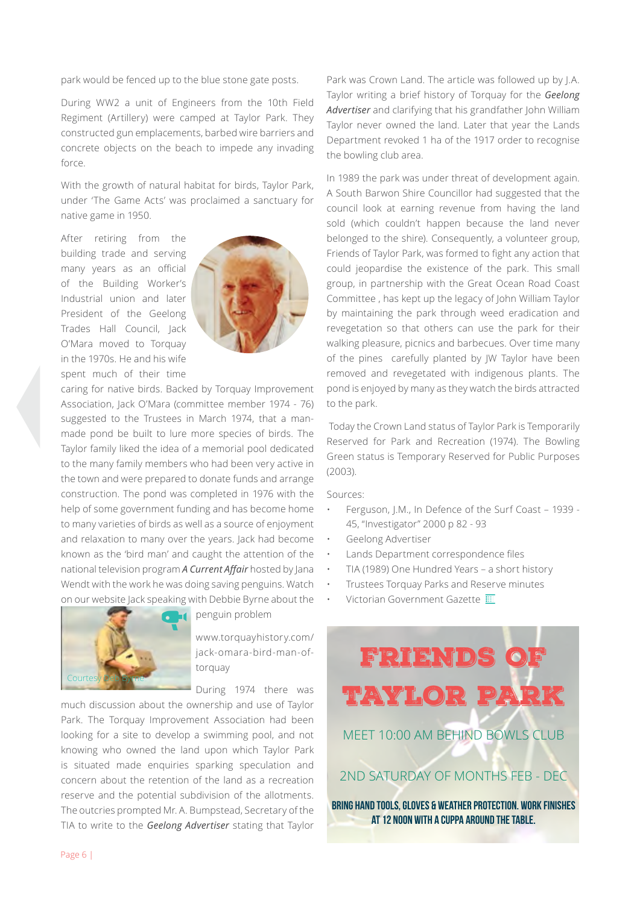park would be fenced up to the blue stone gate posts.

During WW2 a unit of Engineers from the 10th Field Regiment (Artillery) were camped at Taylor Park. They constructed gun emplacements, barbed wire barriers and concrete objects on the beach to impede any invading force.

With the growth of natural habitat for birds, Taylor Park, under 'The Game Acts' was proclaimed a sanctuary for native game in 1950.

After retiring from the building trade and serving many years as an official of the Building Worker's Industrial union and later President of the Geelong Trades Hall Council, Jack O'Mara moved to Torquay in the 1970s. He and his wife spent much of their time caring for native birds. Backed by Torquay Improvement Association, Jack O'Mara (committee member 1974 - 76) suggested to the Trustees in March 1974, that a man-made pond be built to lure more species of birds. The Taylor family liked the idea of a memorial pool dedicated to the many family members who had been very active in the town and were prepared to donate funds and arrange construction. The pond was completed in 1976 with the help of some government funding and has become home to many varieties of birds as well as a source of enjoyment and relaxation to many over the years. Jack had become known as the 'bird man' and caught the attention of the national television program ***A Current Affair*** hosted by Jana Wendt with the work he was doing saving penguins. Watch on our website Jack speaking with Debbie Byrne about the penguin problem

Courtesy Deb Byrne

www.torquayhistory.com/jack-omara-bird-man-of-torquay

During 1974 there was much discussion about the ownership and use of Taylor Park. The Torquay Improvement Association had been looking for a site to develop a swimming pool, and not knowing who owned the land upon which Taylor Park is situated made enquiries sparking speculation and concern about the retention of the land as a recreation reserve and the potential subdivision of the allotments. The outcries prompted Mr. A. Bumpstead, Secretary of the TIA to write to the *Geelong Advertiser* stating that Taylor Park was Crown Land. The article was followed up by J.A. Taylor writing a brief history of Torquay for the ***Geelong Advertiser*** and clarifying that his grandfather John William Taylor never owned the land. Later that year the Lands Department revoked 1 ha of the 1917 order to recognise the bowling club area.

In 1989 the park was under threat of development again. A South Barwon Shire Councillor had suggested that the council look at earning revenue from having the land sold (which couldn't happen because the land never belonged to the shire). Consequently, a volunteer group, Friends of Taylor Park, was formed to fight any action that could jeopardise the existence of the park. This small group, in partnership with the Great Ocean Road Coast Committee , has kept up the legacy of John William Taylor by maintaining the park through weed eradication and revegetation so that others can use the park for their walking pleasure, picnics and barbecues. Over time many of the pines carefully planted by JW Taylor have been removed and revegetated with indigenous plants. The pond is enjoyed by many as they watch the birds attracted to the park.

Today the Crown Land status of Taylor Park is Temporarily Reserved for Park and Recreation (1974). The Bowling Green status is Temporary Reserved for Public Purposes (2003).

Sources:

- Ferguson, J.M., In Defence of the Surf Coast – 1939 - 45, "Investigator" 2000 p 82 - 93
- Geelong Advertiser
- Lands Department correspondence files
- TIA (1989) One Hundred Years – a short history
- Trustees Torquay Parks and Reserve minutes
- Victorian Government Gazette

## FRIENDS OF TAYLOR PARK

MEET 10:00 AM BEHIND BOWLS CLUB

2ND SATURDAY OF MONTHS FEB - DEC

**BRING HAND TOOLS, GLOVES & WEATHER PROTECTION. WORK FINISHES AT 12 NOON WITH A CUPPA AROUND THE TABLE.**